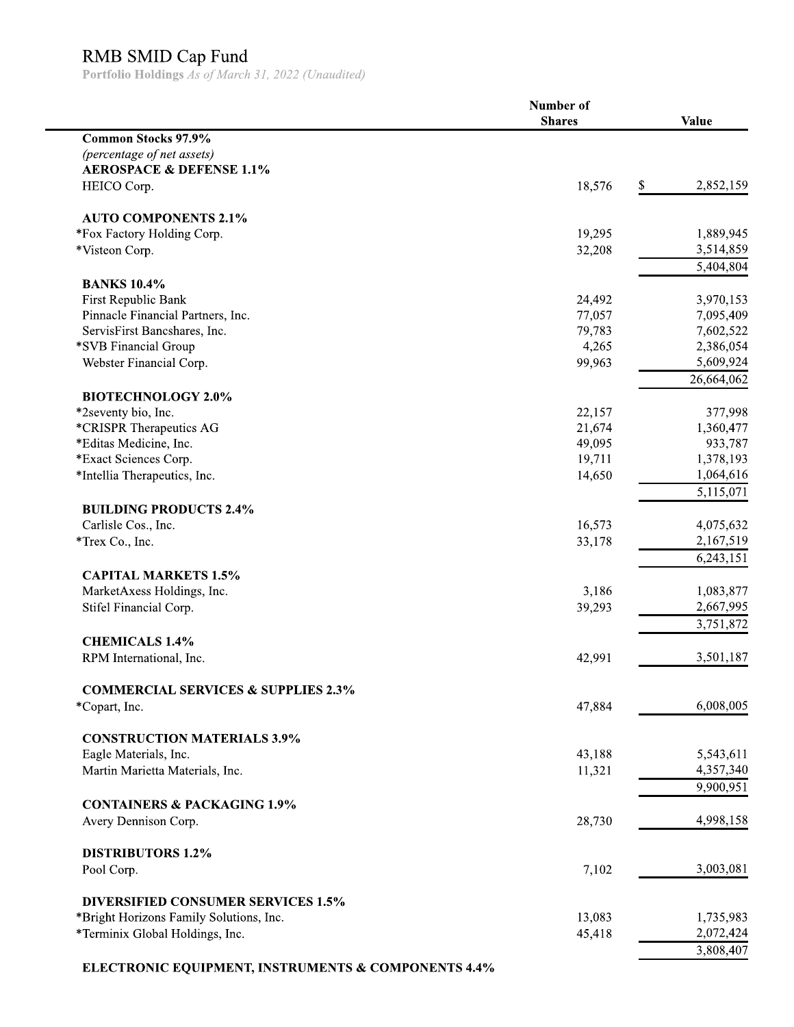# RMB SMID Cap Fund

**Portfolio Holdings** *As of March 31, 2022 (Unaudited)*

| | Number of Shares | Value |
|---|---|---|
| **Common Stocks 97.9%** | | |
| *(percentage of net assets)* | | |
| **AEROSPACE & DEFENSE 1.1%** | | |
| HEICO Corp. | 18,576 | $ 2,852,159 |
| | | |
| **AUTO COMPONENTS 2.1%** | | |
| *Fox Factory Holding Corp. | 19,295 | 1,889,945 |
| *Visteon Corp. | 32,208 | 3,514,859 |
| | | 5,404,804 |
| **BANKS 10.4%** | | |
| First Republic Bank | 24,492 | 3,970,153 |
| Pinnacle Financial Partners, Inc. | 77,057 | 7,095,409 |
| ServisFirst Bancshares, Inc. | 79,783 | 7,602,522 |
| *SVB Financial Group | 4,265 | 2,386,054 |
| Webster Financial Corp. | 99,963 | 5,609,924 |
| | | 26,664,062 |
| **BIOTECHNOLOGY 2.0%** | | |
| *2seventy bio, Inc. | 22,157 | 377,998 |
| *CRISPR Therapeutics AG | 21,674 | 1,360,477 |
| *Editas Medicine, Inc. | 49,095 | 933,787 |
| *Exact Sciences Corp. | 19,711 | 1,378,193 |
| *Intellia Therapeutics, Inc. | 14,650 | 1,064,616 |
| | | 5,115,071 |
| **BUILDING PRODUCTS 2.4%** | | |
| Carlisle Cos., Inc. | 16,573 | 4,075,632 |
| *Trex Co., Inc. | 33,178 | 2,167,519 |
| | | 6,243,151 |
| **CAPITAL MARKETS 1.5%** | | |
| MarketAxess Holdings, Inc. | 3,186 | 1,083,877 |
| Stifel Financial Corp. | 39,293 | 2,667,995 |
| | | 3,751,872 |
| **CHEMICALS 1.4%** | | |
| RPM International, Inc. | 42,991 | 3,501,187 |
| | | |
| **COMMERCIAL SERVICES & SUPPLIES 2.3%** | | |
| *Copart, Inc. | 47,884 | 6,008,005 |
| | | |
| **CONSTRUCTION MATERIALS 3.9%** | | |
| Eagle Materials, Inc. | 43,188 | 5,543,611 |
| Martin Marietta Materials, Inc. | 11,321 | 4,357,340 |
| | | 9,900,951 |
| **CONTAINERS & PACKAGING 1.9%** | | |
| Avery Dennison Corp. | 28,730 | 4,998,158 |
| | | |
| **DISTRIBUTORS 1.2%** | | |
| Pool Corp. | 7,102 | 3,003,081 |
| | | |
| **DIVERSIFIED CONSUMER SERVICES 1.5%** | | |
| *Bright Horizons Family Solutions, Inc. | 13,083 | 1,735,983 |
| *Terminix Global Holdings, Inc. | 45,418 | 2,072,424 |
| | | 3,808,407 |
| **ELECTRONIC EQUIPMENT, INSTRUMENTS & COMPONENTS 4.4%** | | |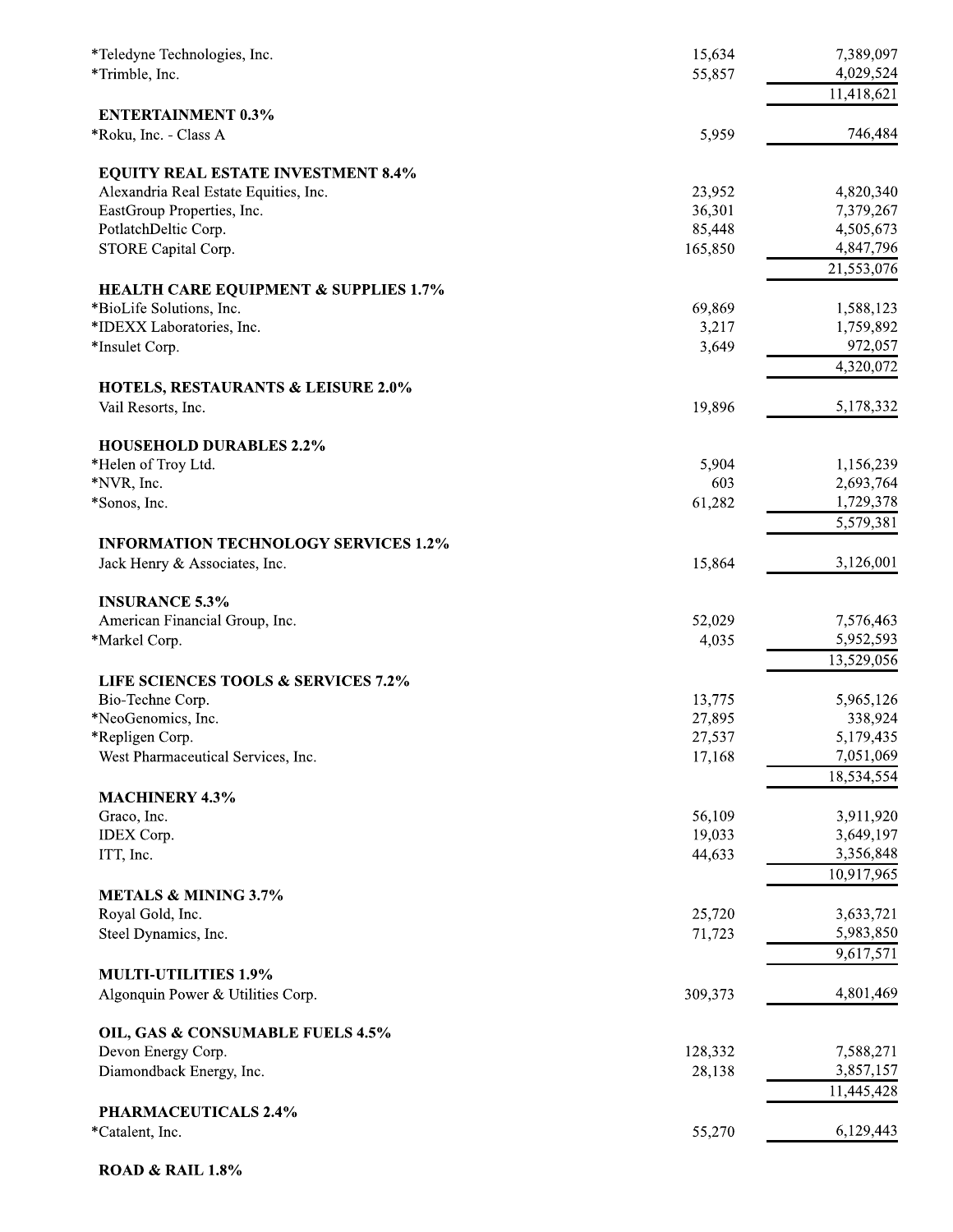| | | |
|---|---|---|
| *Teledyne Technologies, Inc. | 15,634 | 7,389,097 |
| *Trimble, Inc. | 55,857 | 4,029,524 |
| | | 11,418,621 |
| **ENTERTAINMENT 0.3%** | | |
| *Roku, Inc. - Class A | 5,959 | 746,484 |
| **EQUITY REAL ESTATE INVESTMENT 8.4%** | | |
| Alexandria Real Estate Equities, Inc. | 23,952 | 4,820,340 |
| EastGroup Properties, Inc. | 36,301 | 7,379,267 |
| PotlatchDeltic Corp. | 85,448 | 4,505,673 |
| STORE Capital Corp. | 165,850 | 4,847,796 |
| | | 21,553,076 |
| **HEALTH CARE EQUIPMENT & SUPPLIES 1.7%** | | |
| *BioLife Solutions, Inc. | 69,869 | 1,588,123 |
| *IDEXX Laboratories, Inc. | 3,217 | 1,759,892 |
| *Insulet Corp. | 3,649 | 972,057 |
| | | 4,320,072 |
| **HOTELS, RESTAURANTS & LEISURE 2.0%** | | |
| Vail Resorts, Inc. | 19,896 | 5,178,332 |
| **HOUSEHOLD DURABLES 2.2%** | | |
| *Helen of Troy Ltd. | 5,904 | 1,156,239 |
| *NVR, Inc. | 603 | 2,693,764 |
| *Sonos, Inc. | 61,282 | 1,729,378 |
| | | 5,579,381 |
| **INFORMATION TECHNOLOGY SERVICES 1.2%** | | |
| Jack Henry & Associates, Inc. | 15,864 | 3,126,001 |
| **INSURANCE 5.3%** | | |
| American Financial Group, Inc. | 52,029 | 7,576,463 |
| *Markel Corp. | 4,035 | 5,952,593 |
| | | 13,529,056 |
| **LIFE SCIENCES TOOLS & SERVICES 7.2%** | | |
| Bio-Techne Corp. | 13,775 | 5,965,126 |
| *NeoGenomics, Inc. | 27,895 | 338,924 |
| *Repligen Corp. | 27,537 | 5,179,435 |
| West Pharmaceutical Services, Inc. | 17,168 | 7,051,069 |
| | | 18,534,554 |
| **MACHINERY 4.3%** | | |
| Graco, Inc. | 56,109 | 3,911,920 |
| IDEX Corp. | 19,033 | 3,649,197 |
| ITT, Inc. | 44,633 | 3,356,848 |
| | | 10,917,965 |
| **METALS & MINING 3.7%** | | |
| Royal Gold, Inc. | 25,720 | 3,633,721 |
| Steel Dynamics, Inc. | 71,723 | 5,983,850 |
| | | 9,617,571 |
| **MULTI-UTILITIES 1.9%** | | |
| Algonquin Power & Utilities Corp. | 309,373 | 4,801,469 |
| **OIL, GAS & CONSUMABLE FUELS 4.5%** | | |
| Devon Energy Corp. | 128,332 | 7,588,271 |
| Diamondback Energy, Inc. | 28,138 | 3,857,157 |
| | | 11,445,428 |
| **PHARMACEUTICALS 2.4%** | | |
| *Catalent, Inc. | 55,270 | 6,129,443 |
| **ROAD & RAIL 1.8%** | | |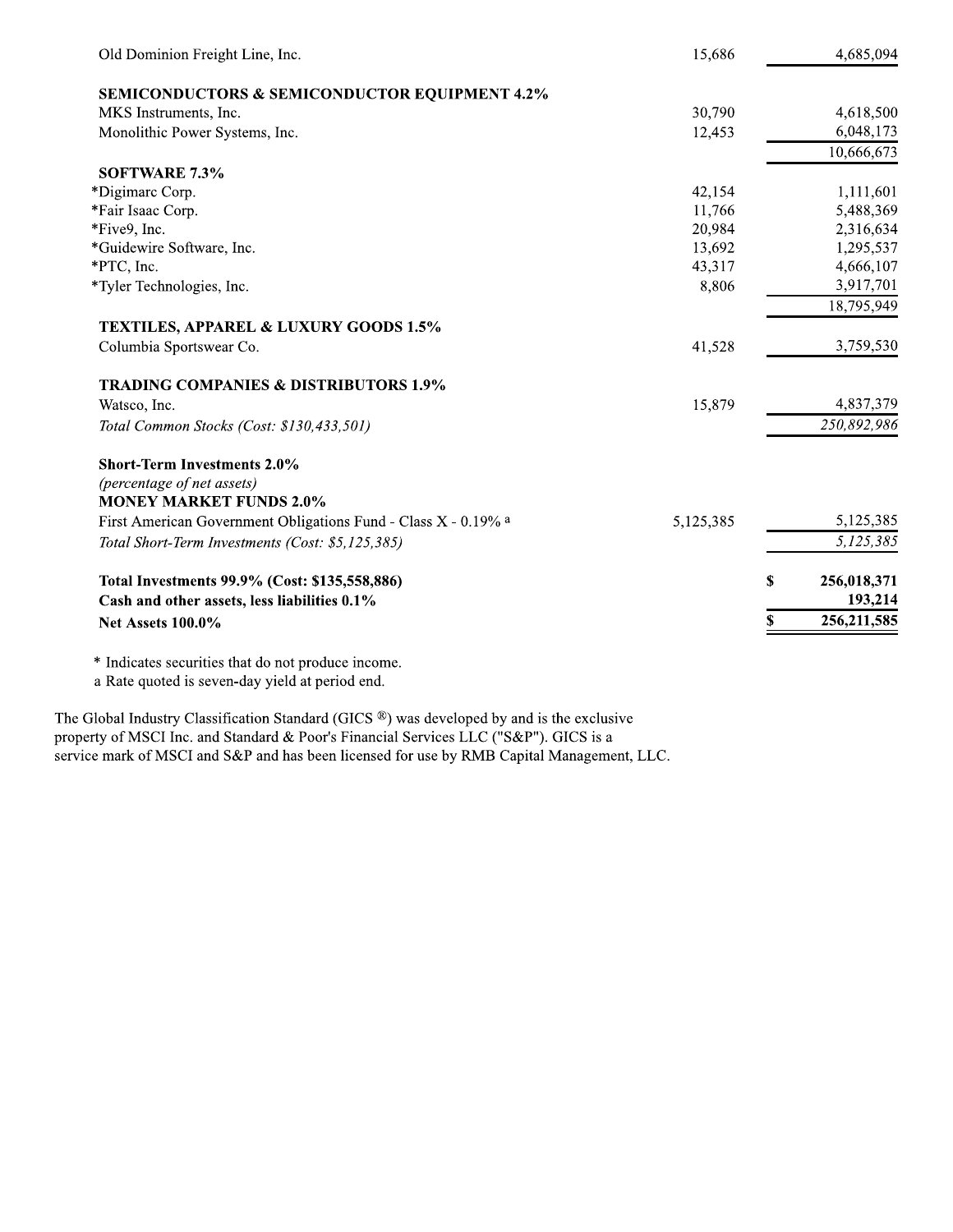| | Shares | Value |
|---|---|---|
| Old Dominion Freight Line, Inc. | 15,686 | 4,685,094 |
| **SEMICONDUCTORS & SEMICONDUCTOR EQUIPMENT 4.2%** | | |
| MKS Instruments, Inc. | 30,790 | 4,618,500 |
| Monolithic Power Systems, Inc. | 12,453 | 6,048,173 |
| | | 10,666,673 |
| **SOFTWARE 7.3%** | | |
| *Digimarc Corp. | 42,154 | 1,111,601 |
| *Fair Isaac Corp. | 11,766 | 5,488,369 |
| *Five9, Inc. | 20,984 | 2,316,634 |
| *Guidewire Software, Inc. | 13,692 | 1,295,537 |
| *PTC, Inc. | 43,317 | 4,666,107 |
| *Tyler Technologies, Inc. | 8,806 | 3,917,701 |
| | | 18,795,949 |
| **TEXTILES, APPAREL & LUXURY GOODS 1.5%** | | |
| Columbia Sportswear Co. | 41,528 | 3,759,530 |
| **TRADING COMPANIES & DISTRIBUTORS 1.9%** | | |
| Watsco, Inc. | 15,879 | 4,837,379 |
| *Total Common Stocks (Cost: $130,433,501)* | | *250,892,986* |
| **Short-Term Investments 2.0%** | | |
| *(percentage of net assets)* | | |
| **MONEY MARKET FUNDS 2.0%** | | |
| First American Government Obligations Fund - Class X - 0.19% [a] | 5,125,385 | 5,125,385 |
| *Total Short-Term Investments (Cost: $5,125,385)* | | *5,125,385* |
| **Total Investments 99.9% (Cost: $135,558,886)** | | **$ 256,018,371** |
| **Cash and other assets, less liabilities 0.1%** | | **193,214** |
| **Net Assets 100.0%** | | **$ 256,211,585** |

* Indicates securities that do not produce income.
a Rate quoted is seven-day yield at period end.

The Global Industry Classification Standard (GICS ®) was developed by and is the exclusive property of MSCI Inc. and Standard & Poor's Financial Services LLC ("S&P"). GICS is a service mark of MSCI and S&P and has been licensed for use by RMB Capital Management, LLC.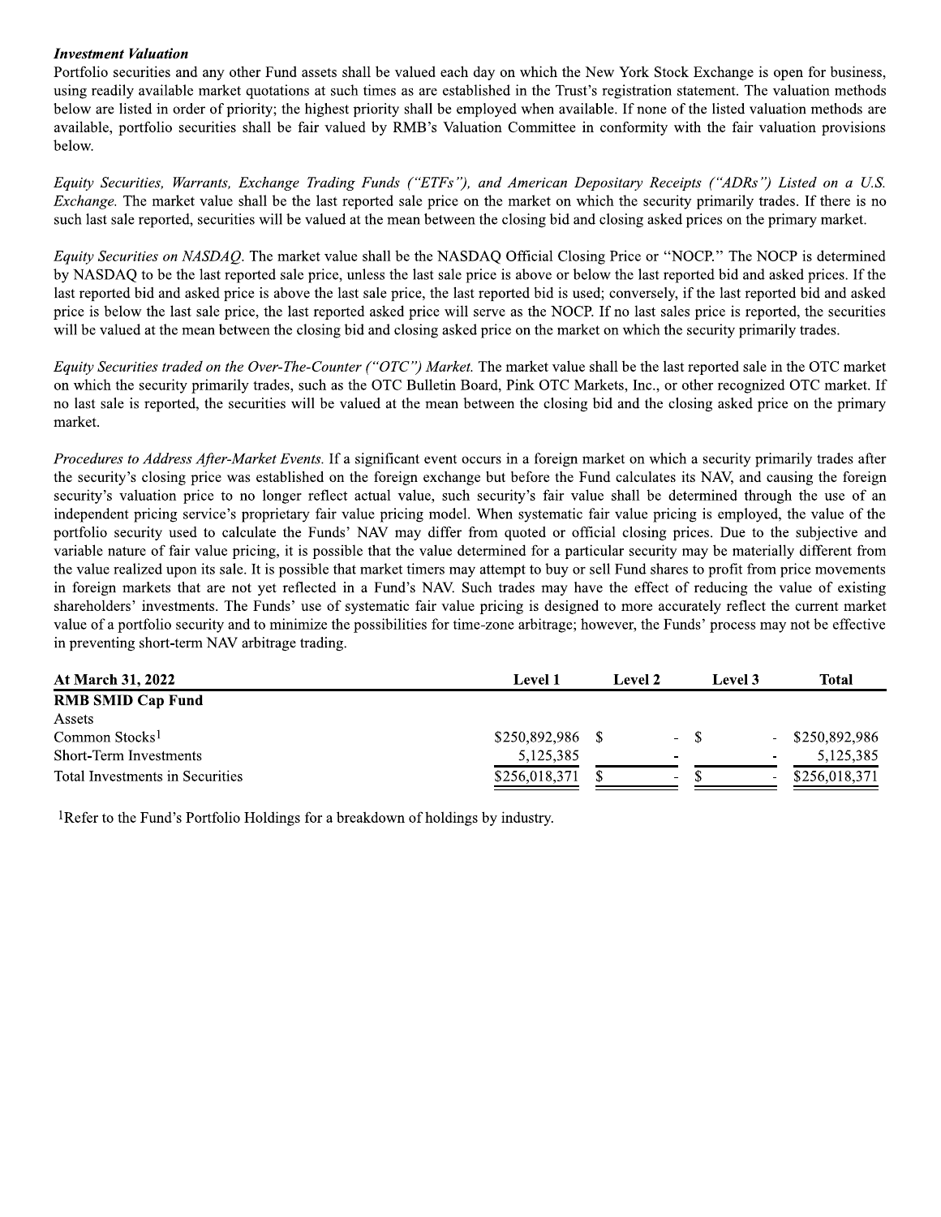***Investment Valuation***

Portfolio securities and any other Fund assets shall be valued each day on which the New York Stock Exchange is open for business, using readily available market quotations at such times as are established in the Trust's registration statement. The valuation methods below are listed in order of priority; the highest priority shall be employed when available. If none of the listed valuation methods are available, portfolio securities shall be fair valued by RMB's Valuation Committee in conformity with the fair valuation provisions below.

*Equity Securities, Warrants, Exchange Trading Funds ("ETFs"), and American Depositary Receipts ("ADRs") Listed on a U.S. Exchange.* The market value shall be the last reported sale price on the market on which the security primarily trades. If there is no such last sale reported, securities will be valued at the mean between the closing bid and closing asked prices on the primary market.

*Equity Securities on NASDAQ.* The market value shall be the NASDAQ Official Closing Price or "NOCP." The NOCP is determined by NASDAQ to be the last reported sale price, unless the last sale price is above or below the last reported bid and asked prices. If the last reported bid and asked price is above the last sale price, the last reported bid is used; conversely, if the last reported bid and asked price is below the last sale price, the last reported asked price will serve as the NOCP. If no last sales price is reported, the securities will be valued at the mean between the closing bid and closing asked price on the market on which the security primarily trades.

*Equity Securities traded on the Over-The-Counter ("OTC") Market.* The market value shall be the last reported sale in the OTC market on which the security primarily trades, such as the OTC Bulletin Board, Pink OTC Markets, Inc., or other recognized OTC market. If no last sale is reported, the securities will be valued at the mean between the closing bid and the closing asked price on the primary market.

*Procedures to Address After-Market Events.* If a significant event occurs in a foreign market on which a security primarily trades after the security's closing price was established on the foreign exchange but before the Fund calculates its NAV, and causing the foreign security's valuation price to no longer reflect actual value, such security's fair value shall be determined through the use of an independent pricing service's proprietary fair value pricing model. When systematic fair value pricing is employed, the value of the portfolio security used to calculate the Funds' NAV may differ from quoted or official closing prices. Due to the subjective and variable nature of fair value pricing, it is possible that the value determined for a particular security may be materially different from the value realized upon its sale. It is possible that market timers may attempt to buy or sell Fund shares to profit from price movements in foreign markets that are not yet reflected in a Fund's NAV. Such trades may have the effect of reducing the value of existing shareholders' investments. The Funds' use of systematic fair value pricing is designed to more accurately reflect the current market value of a portfolio security and to minimize the possibilities for time-zone arbitrage; however, the Funds' process may not be effective in preventing short-term NAV arbitrage trading.

| **At March 31, 2022** | **Level 1** | **Level 2** | **Level 3** | **Total** |
|---|---|---|---|---|
| **RMB SMID Cap Fund** | | | | |
| Assets | | | | |
| Common Stocks[1] | $250,892,986 | $ - | $ - | $250,892,986 |
| Short-Term Investments | 5,125,385 | - | - | 5,125,385 |
| Total Investments in Securities | $256,018,371 | $ - | $ - | $256,018,371 |

[1]Refer to the Fund's Portfolio Holdings for a breakdown of holdings by industry.